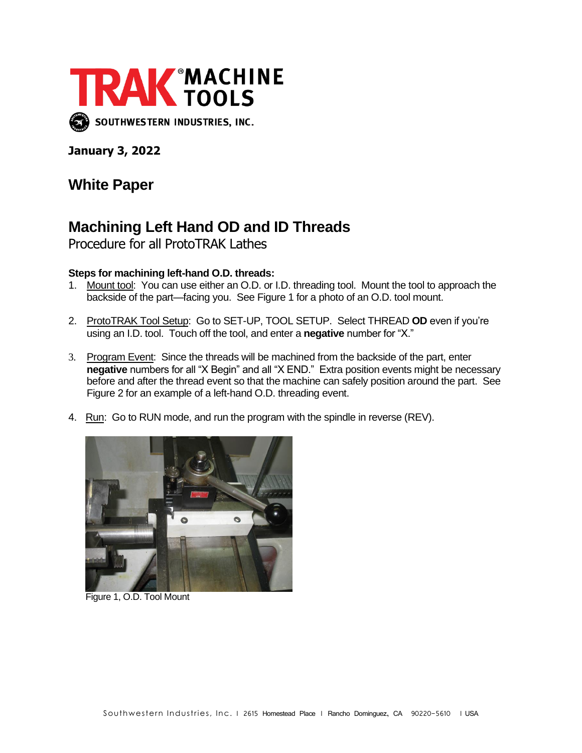**TRAK® MACHINE TOOLS**

SOUTHWESTERN INDUSTRIES, INC.

**January 3, 2022**

## White Paper

# Machining Left Hand OD and ID Threads

Procedure for all ProtoTRAK Lathes

**Steps for machining left-hand O.D. threads:**

1. Mount tool: You can use either an O.D. or I.D. threading tool. Mount the tool to approach the backside of the part—facing you. See Figure 1 for a photo of an O.D. tool mount.

2. ProtoTRAK Tool Setup: Go to SET-UP, TOOL SETUP. Select THREAD **OD** even if you're using an I.D. tool. Touch off the tool, and enter a **negative** number for "X."

3. Program Event: Since the threads will be machined from the backside of the part, enter **negative** numbers for all "X Begin" and all "X END." Extra position events might be necessary before and after the thread event so that the machine can safely position around the part. See Figure 2 for an example of a left-hand O.D. threading event.

4. Run: Go to RUN mode, and run the program with the spindle in reverse (REV).

Figure 1, O.D. Tool Mount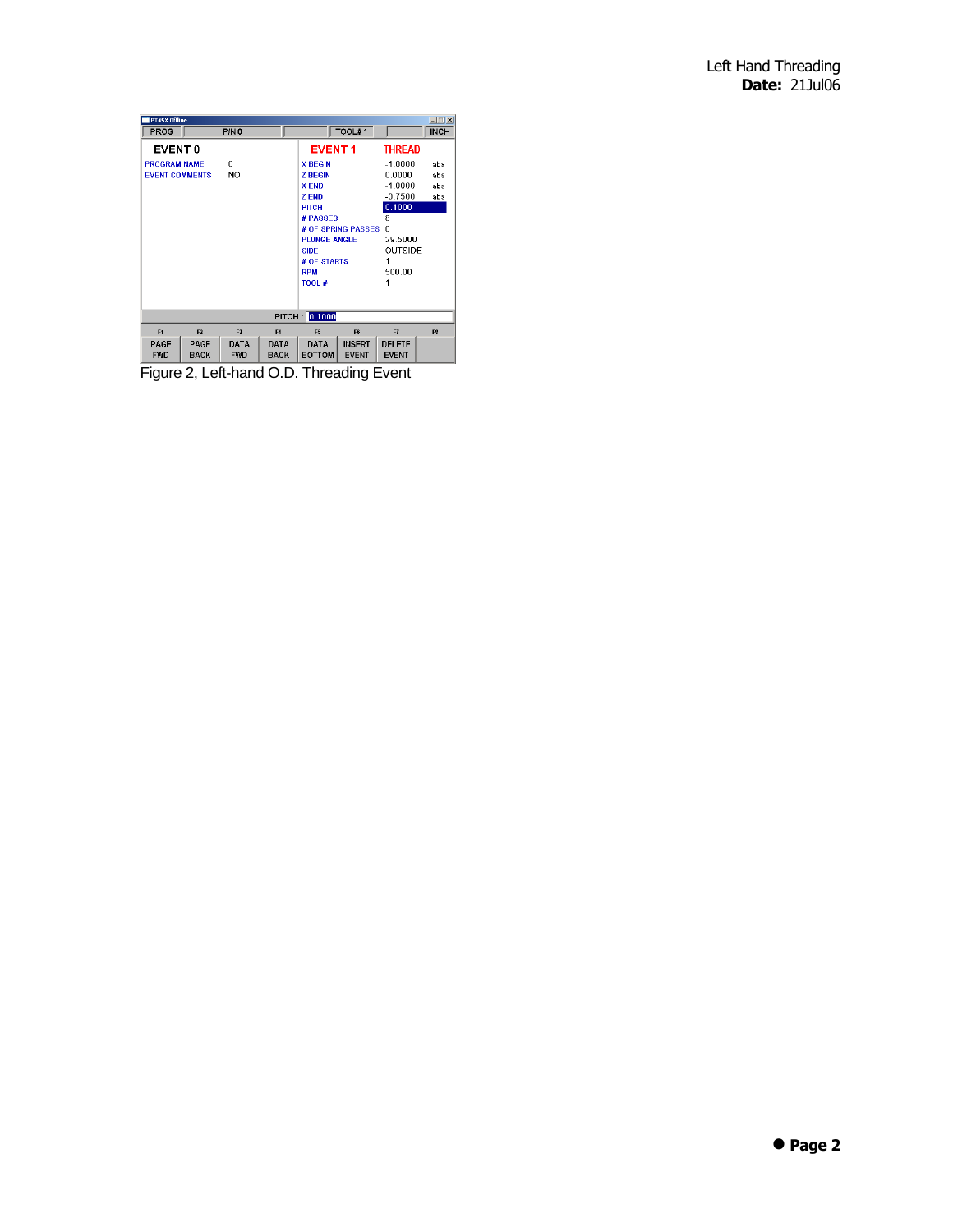PT4SX Offline

PROG | P/N 0 | TOOL# 1 | INCH

**EVENT 0**

| | |
|---|---|
| PROGRAM NAME | 0 |
| EVENT COMMENTS | NO |

**EVENT 1** THREAD

| | | |
|---|---|---|
| X BEGIN | -1.0000 | abs |
| Z BEGIN | 0.0000 | abs |
| X END | -1.0000 | abs |
| Z END | -0.7500 | abs |
| PITCH | 0.1000 | |
| # PASSES | 8 | |
| # OF SPRING PASSES | 0 | |
| PLUNGE ANGLE | 29.5000 | |
| SIDE | OUTSIDE | |
| # OF STARTS | 1 | |
| RPM | 500.00 | |
| TOOL # | 1 | |

PITCH : 0.1000

| F1 | F2 | F3 | F4 | F5 | F6 | F7 | F8 |
|---|---|---|---|---|---|---|---|
| PAGE FWD | PAGE BACK | DATA FWD | DATA BACK | DATA BOTTOM | INSERT EVENT | DELETE EVENT | |

Figure 2, Left-hand O.D. Threading Event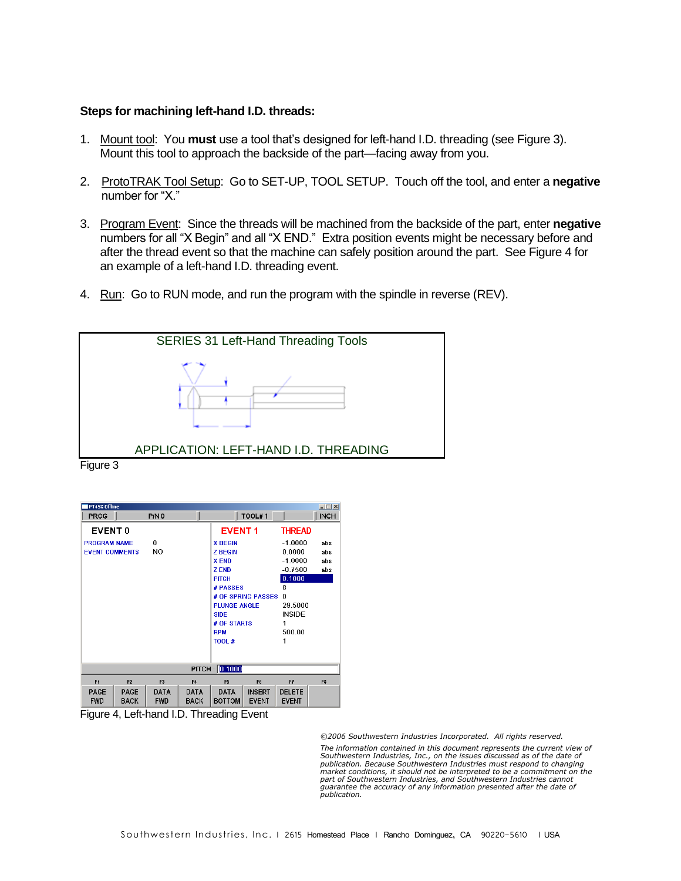**Steps for machining left-hand I.D. threads:**

1. Mount tool: You **must** use a tool that's designed for left-hand I.D. threading (see Figure 3). Mount this tool to approach the backside of the part—facing away from you.

2. ProtoTRAK Tool Setup: Go to SET-UP, TOOL SETUP. Touch off the tool, and enter a **negative** number for "X."

3. Program Event: Since the threads will be machined from the backside of the part, enter **negative** numbers for all "X Begin" and all "X END." Extra position events might be necessary before and after the thread event so that the machine can safely position around the part. See Figure 4 for an example of a left-hand I.D. threading event.

4. Run: Go to RUN mode, and run the program with the spindle in reverse (REV).

SERIES 31 Left-Hand Threading Tools

APPLICATION: LEFT-HAND I.D. THREADING

Figure 3

| PROG | P/N 0 | TOOL# 1 | INCH |
|---|---|---|---|

**EVENT 0**

| | |
|---|---|
| PROGRAM NAME | 0 |
| EVENT COMMENTS | NO |

**EVENT 1** THREAD

| | | |
|---|---|---|
| X BEGIN | -1.0000 | abs |
| Z BEGIN | 0.0000 | abs |
| X END | -1.0000 | abs |
| Z END | -0.7500 | abs |
| PITCH | 0.1000 | |
| # PASSES | 8 | |
| # OF SPRING PASSES | 0 | |
| PLUNGE ANGLE | 29.5000 | |
| SIDE | INSIDE | |
| # OF STARTS | 1 | |
| RPM | 500.00 | |
| TOOL # | 1 | |

PITCH : 0.1000

| F1 | F2 | F3 | F4 | F5 | F6 | F7 | F8 |
|---|---|---|---|---|---|---|---|
| PAGE FWD | PAGE BACK | DATA FWD | DATA BACK | DATA BOTTOM | INSERT EVENT | DELETE EVENT | |

Figure 4, Left-hand I.D. Threading Event

*©2006 Southwestern Industries Incorporated. All rights reserved.*

*The information contained in this document represents the current view of Southwestern Industries, Inc., on the issues discussed as of the date of publication. Because Southwestern Industries must respond to changing market conditions, it should not be interpreted to be a commitment on the part of Southwestern Industries, and Southwestern Industries cannot guarantee the accuracy of any information presented after the date of publication.*

Southwestern Industries, Inc. | 2615 Homestead Place | Rancho Dominguez, CA 90220-5610 | USA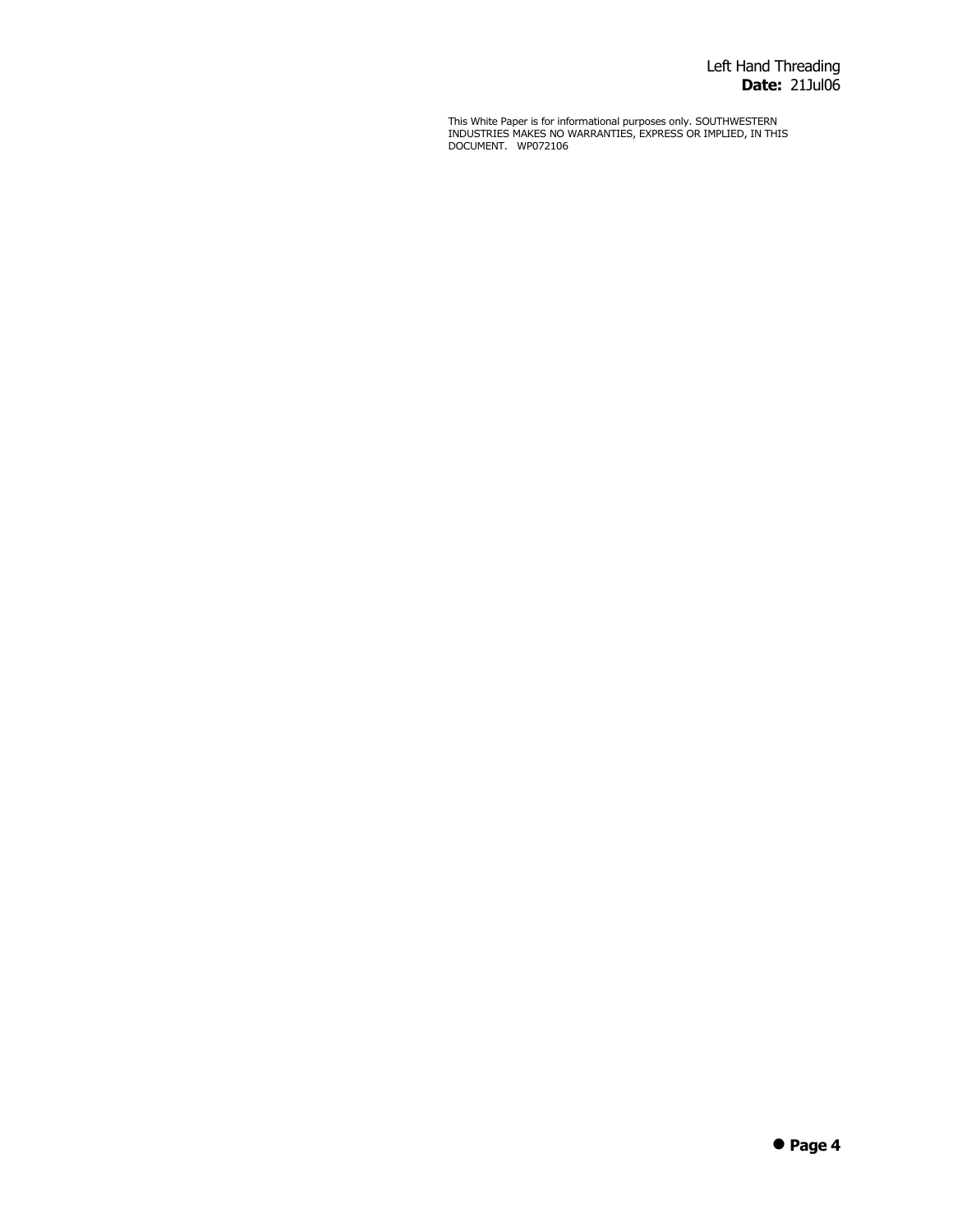This White Paper is for informational purposes only. SOUTHWESTERN INDUSTRIES MAKES NO WARRANTIES, EXPRESS OR IMPLIED, IN THIS DOCUMENT. WP072106